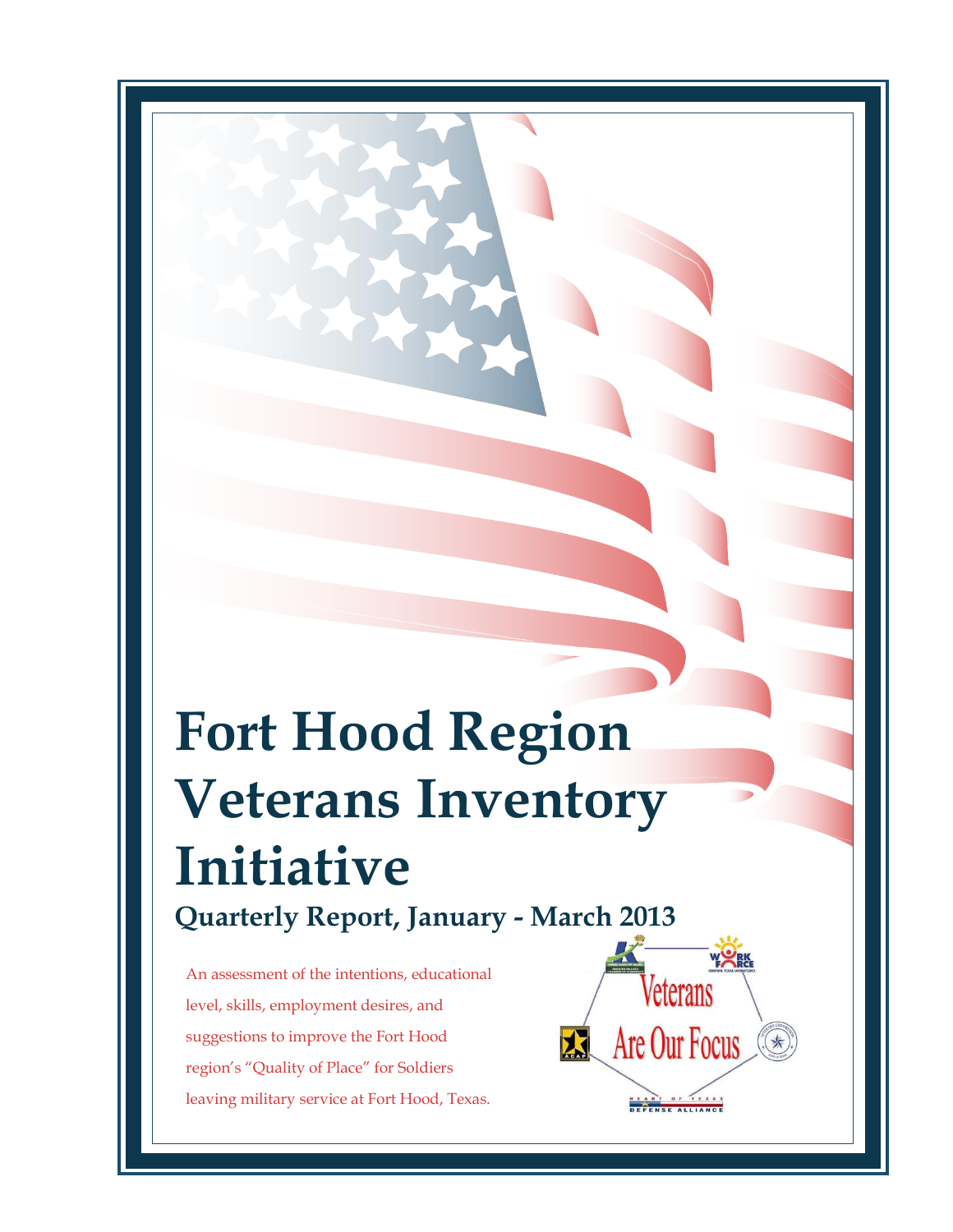# Fort Hood Region Veterans Inventory Initiative

## Quarterly Report, January - March 2013

An assessment of the intentions, educational level, skills, employment desires, and suggestions to improve the Fort Hood region's "Quality of Place" for Soldiers leaving military service at Fort Hood, Texas.

Veterans Are Our Focus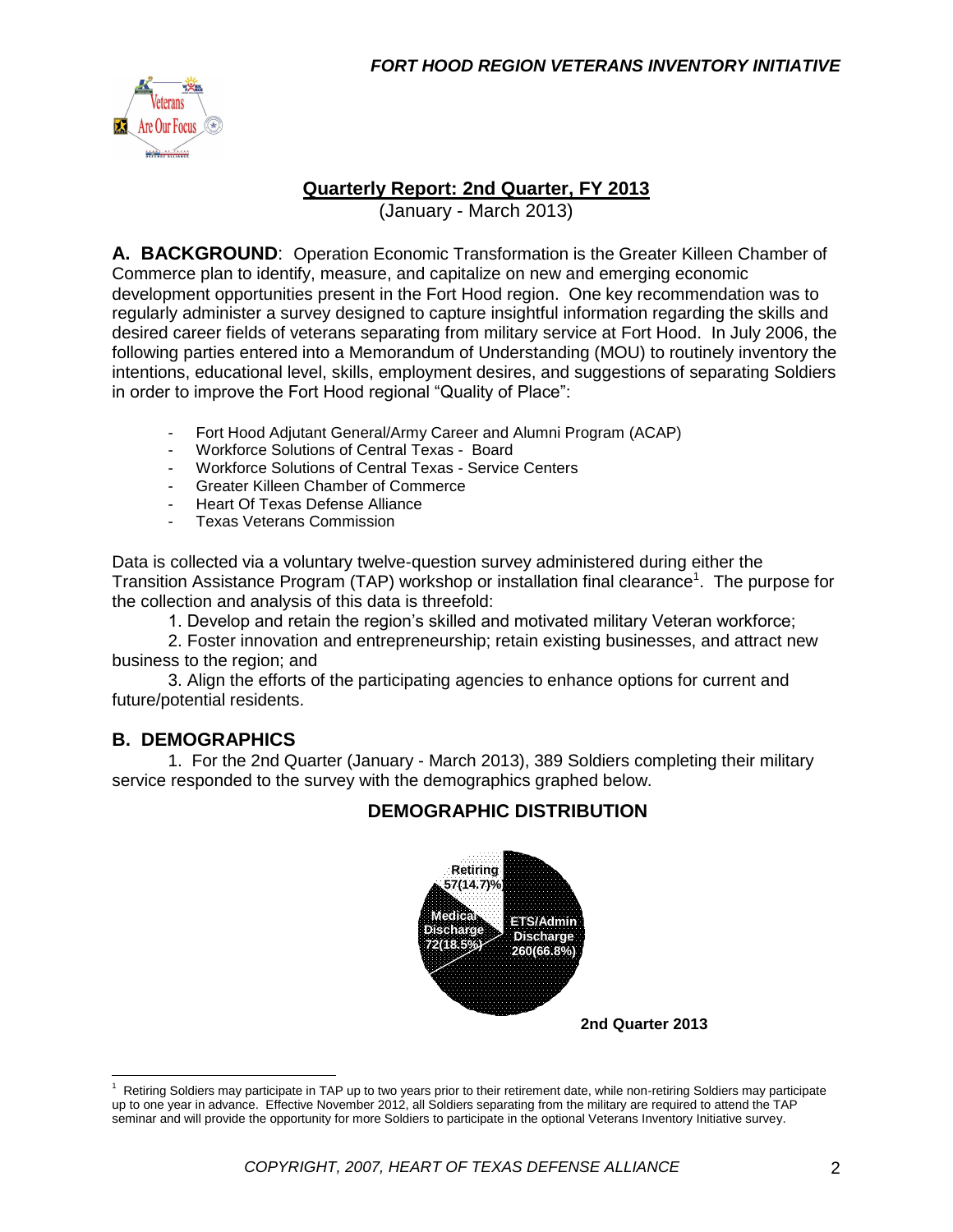## Quarterly Report: 2nd Quarter, FY 2013

(January - March 2013)

**A. BACKGROUND**: Operation Economic Transformation is the Greater Killeen Chamber of Commerce plan to identify, measure, and capitalize on new and emerging economic development opportunities present in the Fort Hood region. One key recommendation was to regularly administer a survey designed to capture insightful information regarding the skills and desired career fields of veterans separating from military service at Fort Hood. In July 2006, the following parties entered into a Memorandum of Understanding (MOU) to routinely inventory the intentions, educational level, skills, employment desires, and suggestions of separating Soldiers in order to improve the Fort Hood regional "Quality of Place":

- Fort Hood Adjutant General/Army Career and Alumni Program (ACAP)
- Workforce Solutions of Central Texas - Board
- Workforce Solutions of Central Texas - Service Centers
- Greater Killeen Chamber of Commerce
- Heart Of Texas Defense Alliance
- Texas Veterans Commission

Data is collected via a voluntary twelve-question survey administered during either the Transition Assistance Program (TAP) workshop or installation final clearance[1]. The purpose for the collection and analysis of this data is threefold:

1. Develop and retain the region's skilled and motivated military Veteran workforce;
2. Foster innovation and entrepreneurship; retain existing businesses, and attract new business to the region; and
3. Align the efforts of the participating agencies to enhance options for current and future/potential residents.

### B. DEMOGRAPHICS

1. For the 2nd Quarter (January - March 2013), 389 Soldiers completing their military service responded to the survey with the demographics graphed below.

**DEMOGRAPHIC DISTRIBUTION**

Retiring 57(14.7)%

Medical Discharge 72(18.5%)

ETS/Admin Discharge 260(66.8%)

**2nd Quarter 2013**

---

[1] Retiring Soldiers may participate in TAP up to two years prior to their retirement date, while non-retiring Soldiers may participate up to one year in advance. Effective November 2012, all Soldiers separating from the military are required to attend the TAP seminar and will provide the opportunity for more Soldiers to participate in the optional Veterans Inventory Initiative survey.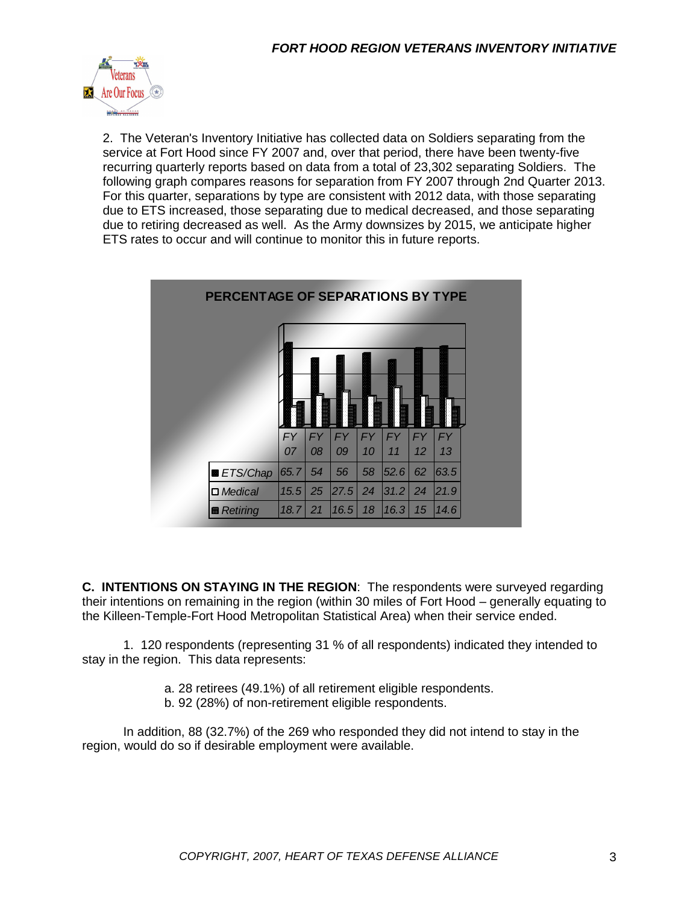2. The Veteran's Inventory Initiative has collected data on Soldiers separating from the service at Fort Hood since FY 2007 and, over that period, there have been twenty-five recurring quarterly reports based on data from a total of 23,302 separating Soldiers. The following graph compares reasons for separation from FY 2007 through 2nd Quarter 2013. For this quarter, separations by type are consistent with 2012 data, with those separating due to ETS increased, those separating due to medical decreased, and those separating due to retiring decreased as well. As the Army downsizes by 2015, we anticipate higher ETS rates to occur and will continue to monitor this in future reports.

**PERCENTAGE OF SEPARATIONS BY TYPE**

| | FY 07 | FY 08 | FY 09 | FY 10 | FY 11 | FY 12 | FY 13 |
|---|---|---|---|---|---|---|---|
| ETS/Chap | 65.7 | 54 | 56 | 58 | 52.6 | 62 | 63.5 |
| Medical | 15.5 | 25 | 27.5 | 24 | 31.2 | 24 | 21.9 |
| Retiring | 18.7 | 21 | 16.5 | 18 | 16.3 | 15 | 14.6 |

**C. INTENTIONS ON STAYING IN THE REGION**: The respondents were surveyed regarding their intentions on remaining in the region (within 30 miles of Fort Hood – generally equating to the Killeen-Temple-Fort Hood Metropolitan Statistical Area) when their service ended.

1. 120 respondents (representing 31 % of all respondents) indicated they intended to stay in the region. This data represents:

a. 28 retirees (49.1%) of all retirement eligible respondents.
b. 92 (28%) of non-retirement eligible respondents.

In addition, 88 (32.7%) of the 269 who responded they did not intend to stay in the region, would do so if desirable employment were available.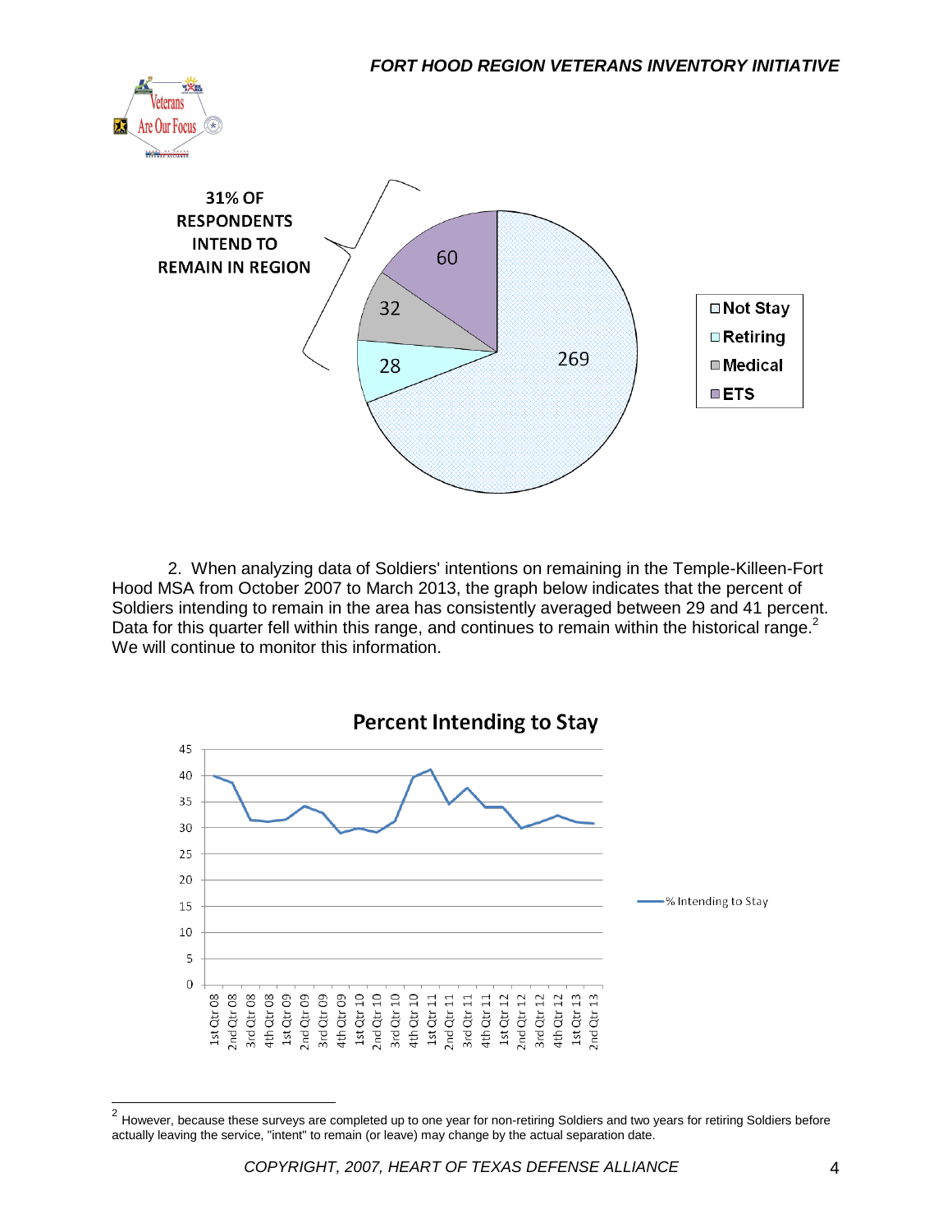31% OF RESPONDENTS INTEND TO REMAIN IN REGION

| Category | Count |
|---|---|
| Not Stay | 269 |
| Retiring | 28 |
| Medical | 32 |
| ETS | 60 |

2. When analyzing data of Soldiers' intentions on remaining in the Temple-Killeen-Fort Hood MSA from October 2007 to March 2013, the graph below indicates that the percent of Soldiers intending to remain in the area has consistently averaged between 29 and 41 percent. Data for this quarter fell within this range, and continues to remain within the historical range.[2] We will continue to monitor this information.

**Percent Intending to Stay**

— % Intending to Stay

---

[2] However, because these surveys are completed up to one year for non-retiring Soldiers and two years for retiring Soldiers before actually leaving the service, "intent" to remain (or leave) may change by the actual separation date.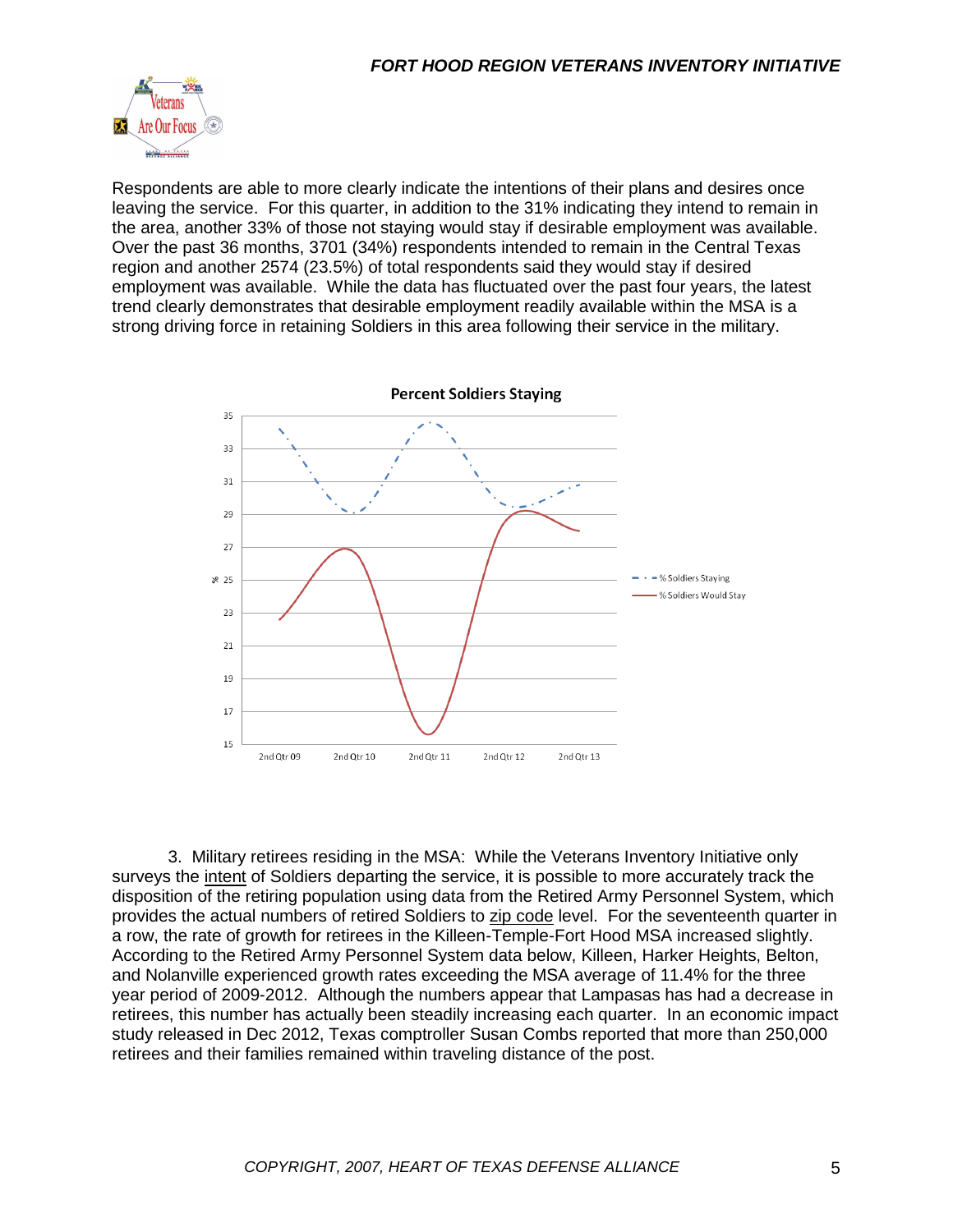Respondents are able to more clearly indicate the intentions of their plans and desires once leaving the service. For this quarter, in addition to the 31% indicating they intend to remain in the area, another 33% of those not staying would stay if desirable employment was available. Over the past 36 months, 3701 (34%) respondents intended to remain in the Central Texas region and another 2574 (23.5%) of total respondents said they would stay if desired employment was available. While the data has fluctuated over the past four years, the latest trend clearly demonstrates that desirable employment readily available within the MSA is a strong driving force in retaining Soldiers in this area following their service in the military.

**Percent Soldiers Staying**

3. Military retirees residing in the MSA: While the Veterans Inventory Initiative only surveys the intent of Soldiers departing the service, it is possible to more accurately track the disposition of the retiring population using data from the Retired Army Personnel System, which provides the actual numbers of retired Soldiers to zip code level. For the seventeenth quarter in a row, the rate of growth for retirees in the Killeen-Temple-Fort Hood MSA increased slightly. According to the Retired Army Personnel System data below, Killeen, Harker Heights, Belton, and Nolanville experienced growth rates exceeding the MSA average of 11.4% for the three year period of 2009-2012. Although the numbers appear that Lampasas has had a decrease in retirees, this number has actually been steadily increasing each quarter. In an economic impact study released in Dec 2012, Texas comptroller Susan Combs reported that more than 250,000 retirees and their families remained within traveling distance of the post.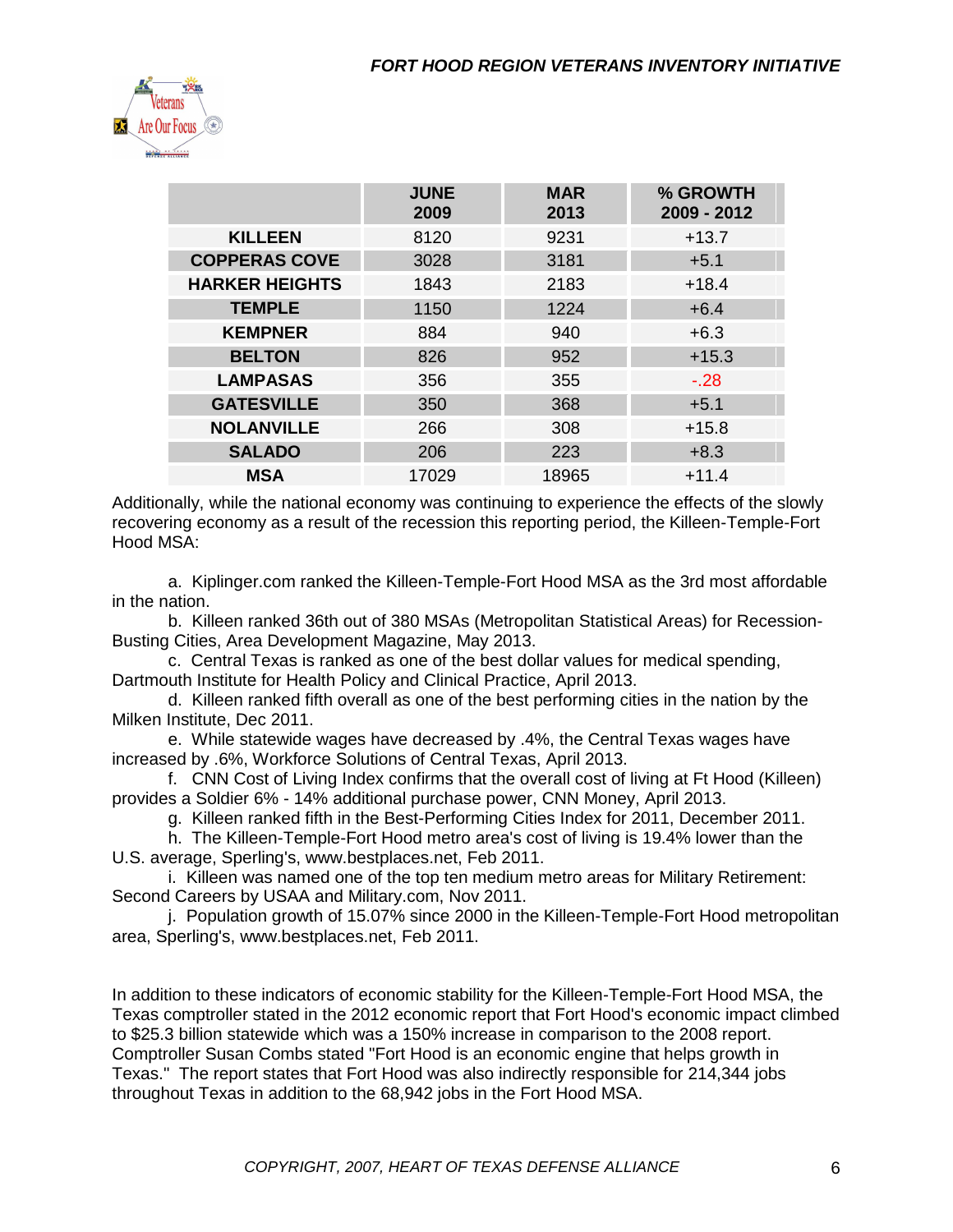|  | JUNE 2009 | MAR 2013 | % GROWTH 2009 - 2012 |
| --- | --- | --- | --- |
| **KILLEEN** | 8120 | 9231 | +13.7 |
| **COPPERAS COVE** | 3028 | 3181 | +5.1 |
| **HARKER HEIGHTS** | 1843 | 2183 | +18.4 |
| **TEMPLE** | 1150 | 1224 | +6.4 |
| **KEMPNER** | 884 | 940 | +6.3 |
| **BELTON** | 826 | 952 | +15.3 |
| **LAMPASAS** | 356 | 355 | -.28 |
| **GATESVILLE** | 350 | 368 | +5.1 |
| **NOLANVILLE** | 266 | 308 | +15.8 |
| **SALADO** | 206 | 223 | +8.3 |
| **MSA** | 17029 | 18965 | +11.4 |

Additionally, while the national economy was continuing to experience the effects of the slowly recovering economy as a result of the recession this reporting period, the Killeen-Temple-Fort Hood MSA:

a. Kiplinger.com ranked the Killeen-Temple-Fort Hood MSA as the 3rd most affordable in the nation.

b. Killeen ranked 36th out of 380 MSAs (Metropolitan Statistical Areas) for Recession-Busting Cities, Area Development Magazine, May 2013.

c. Central Texas is ranked as one of the best dollar values for medical spending, Dartmouth Institute for Health Policy and Clinical Practice, April 2013.

d. Killeen ranked fifth overall as one of the best performing cities in the nation by the Milken Institute, Dec 2011.

e. While statewide wages have decreased by .4%, the Central Texas wages have increased by .6%, Workforce Solutions of Central Texas, April 2013.

f. CNN Cost of Living Index confirms that the overall cost of living at Ft Hood (Killeen) provides a Soldier 6% - 14% additional purchase power, CNN Money, April 2013.

g. Killeen ranked fifth in the Best-Performing Cities Index for 2011, December 2011.

h. The Killeen-Temple-Fort Hood metro area's cost of living is 19.4% lower than the U.S. average, Sperling's, www.bestplaces.net, Feb 2011.

i. Killeen was named one of the top ten medium metro areas for Military Retirement: Second Careers by USAA and Military.com, Nov 2011.

j. Population growth of 15.07% since 2000 in the Killeen-Temple-Fort Hood metropolitan area, Sperling's, www.bestplaces.net, Feb 2011.

In addition to these indicators of economic stability for the Killeen-Temple-Fort Hood MSA, the Texas comptroller stated in the 2012 economic report that Fort Hood's economic impact climbed to $25.3 billion statewide which was a 150% increase in comparison to the 2008 report. Comptroller Susan Combs stated "Fort Hood is an economic engine that helps growth in Texas." The report states that Fort Hood was also indirectly responsible for 214,344 jobs throughout Texas in addition to the 68,942 jobs in the Fort Hood MSA.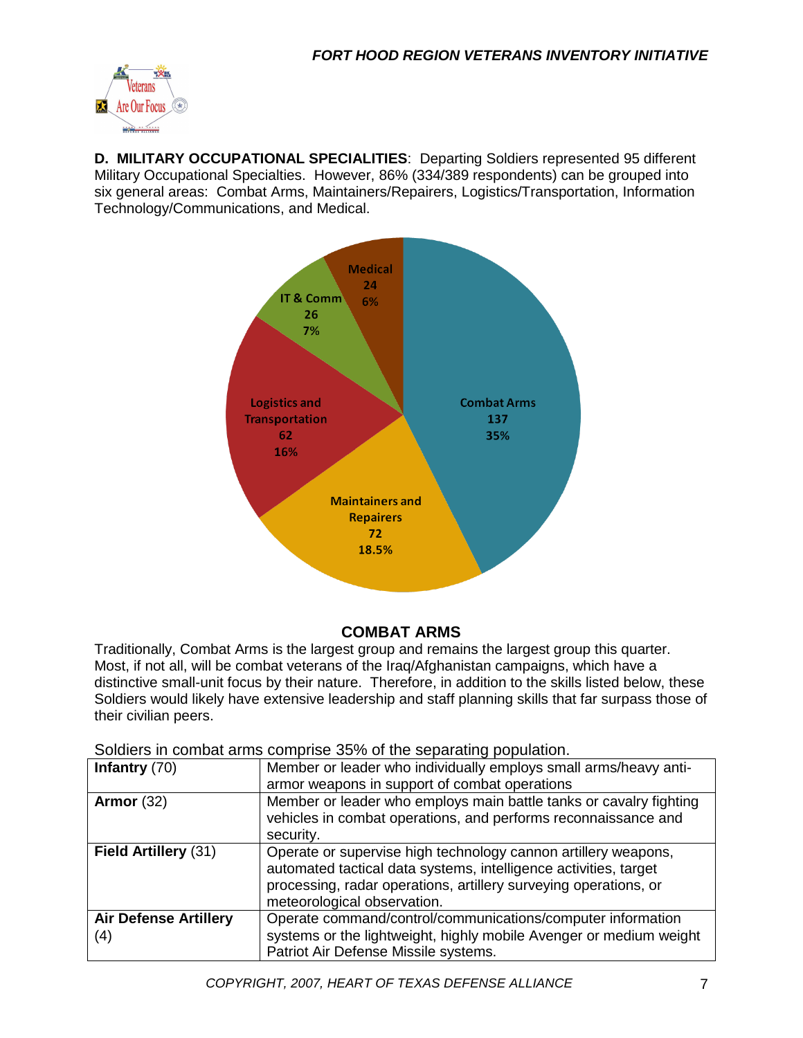**D. MILITARY OCCUPATIONAL SPECIALITIES**: Departing Soldiers represented 95 different Military Occupational Specialties. However, 86% (334/389 respondents) can be grouped into six general areas: Combat Arms, Maintainers/Repairers, Logistics/Transportation, Information Technology/Communications, and Medical.

Combat Arms 137 35%

Maintainers and Repairers 72 18.5%

Logistics and Transportation 62 16%

IT & Comm 26 7%

Medical 24 6%

## COMBAT ARMS

Traditionally, Combat Arms is the largest group and remains the largest group this quarter. Most, if not all, will be combat veterans of the Iraq/Afghanistan campaigns, which have a distinctive small-unit focus by their nature. Therefore, in addition to the skills listed below, these Soldiers would likely have extensive leadership and staff planning skills that far surpass those of their civilian peers.

Soldiers in combat arms comprise 35% of the separating population.

| | |
|---|---|
| **Infantry** (70) | Member or leader who individually employs small arms/heavy anti-armor weapons in support of combat operations |
| **Armor** (32) | Member or leader who employs main battle tanks or cavalry fighting vehicles in combat operations, and performs reconnaissance and security. |
| **Field Artillery** (31) | Operate or supervise high technology cannon artillery weapons, automated tactical data systems, intelligence activities, target processing, radar operations, artillery surveying operations, or meteorological observation. |
| **Air Defense Artillery** (4) | Operate command/control/communications/computer information systems or the lightweight, highly mobile Avenger or medium weight Patriot Air Defense Missile systems. |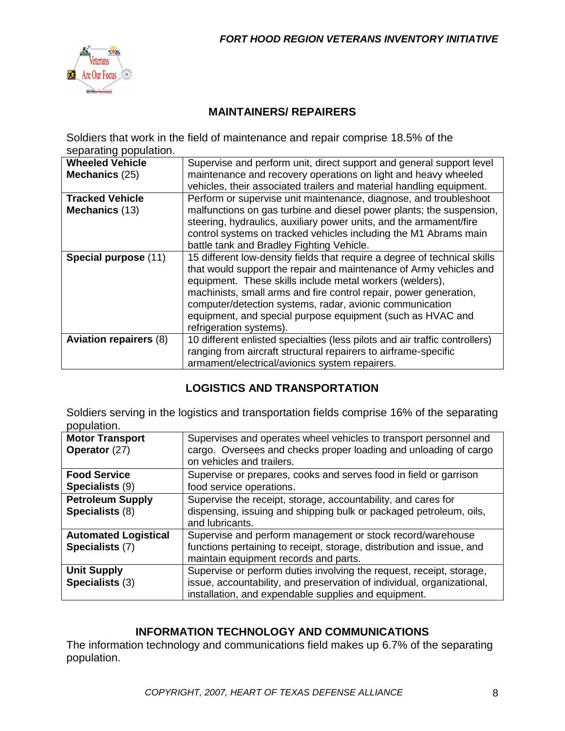## MAINTAINERS/ REPAIRERS

Soldiers that work in the field of maintenance and repair comprise 18.5% of the separating population.

| | |
|---|---|
| **Wheeled Vehicle Mechanics** (25) | Supervise and perform unit, direct support and general support level maintenance and recovery operations on light and heavy wheeled vehicles, their associated trailers and material handling equipment. |
| **Tracked Vehicle Mechanics** (13) | Perform or supervise unit maintenance, diagnose, and troubleshoot malfunctions on gas turbine and diesel power plants; the suspension, steering, hydraulics, auxiliary power units, and the armament/fire control systems on tracked vehicles including the M1 Abrams main battle tank and Bradley Fighting Vehicle. |
| **Special purpose** (11) | 15 different low-density fields that require a degree of technical skills that would support the repair and maintenance of Army vehicles and equipment. These skills include metal workers (welders), machinists, small arms and fire control repair, power generation, computer/detection systems, radar, avionic communication equipment, and special purpose equipment (such as HVAC and refrigeration systems). |
| **Aviation repairers** (8) | 10 different enlisted specialties (less pilots and air traffic controllers) ranging from aircraft structural repairers to airframe-specific armament/electrical/avionics system repairers. |

## LOGISTICS AND TRANSPORTATION

Soldiers serving in the logistics and transportation fields comprise 16% of the separating population.

| | |
|---|---|
| **Motor Transport Operator** (27) | Supervises and operates wheel vehicles to transport personnel and cargo. Oversees and checks proper loading and unloading of cargo on vehicles and trailers. |
| **Food Service Specialists** (9) | Supervise or prepares, cooks and serves food in field or garrison food service operations. |
| **Petroleum Supply Specialists** (8) | Supervise the receipt, storage, accountability, and cares for dispensing, issuing and shipping bulk or packaged petroleum, oils, and lubricants. |
| **Automated Logistical Specialists** (7) | Supervise and perform management or stock record/warehouse functions pertaining to receipt, storage, distribution and issue, and maintain equipment records and parts. |
| **Unit Supply Specialists** (3) | Supervise or perform duties involving the request, receipt, storage, issue, accountability, and preservation of individual, organizational, installation, and expendable supplies and equipment. |

## INFORMATION TECHNOLOGY AND COMMUNICATIONS

The information technology and communications field makes up 6.7% of the separating population.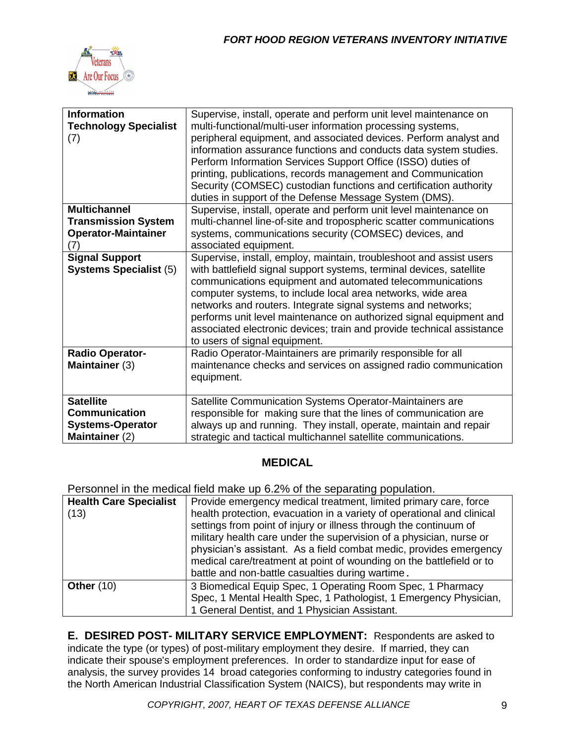| | |
|---|---|
| **Information Technology Specialist** (7) | Supervise, install, operate and perform unit level maintenance on multi-functional/multi-user information processing systems, peripheral equipment, and associated devices. Perform analyst and information assurance functions and conducts data system studies. Perform Information Services Support Office (ISSO) duties of printing, publications, records management and Communication Security (COMSEC) custodian functions and certification authority duties in support of the Defense Message System (DMS). |
| **Multichannel Transmission System Operator-Maintainer** (7) | Supervise, install, operate and perform unit level maintenance on multi-channel line-of-site and tropospheric scatter communications systems, communications security (COMSEC) devices, and associated equipment. |
| **Signal Support Systems Specialist** (5) | Supervise, install, employ, maintain, troubleshoot and assist users with battlefield signal support systems, terminal devices, satellite communications equipment and automated telecommunications computer systems, to include local area networks, wide area networks and routers. Integrate signal systems and networks; performs unit level maintenance on authorized signal equipment and associated electronic devices; train and provide technical assistance to users of signal equipment. |
| **Radio Operator-Maintainer** (3) | Radio Operator-Maintainers are primarily responsible for all maintenance checks and services on assigned radio communication equipment. |
| **Satellite Communication Systems-Operator Maintainer** (2) | Satellite Communication Systems Operator-Maintainers are responsible for making sure that the lines of communication are always up and running. They install, operate, maintain and repair strategic and tactical multichannel satellite communications. |

## MEDICAL

Personnel in the medical field make up 6.2% of the separating population.

| | |
|---|---|
| **Health Care Specialist** (13) | Provide emergency medical treatment, limited primary care, force health protection, evacuation in a variety of operational and clinical settings from point of injury or illness through the continuum of military health care under the supervision of a physician, nurse or physician's assistant. As a field combat medic, provides emergency medical care/treatment at point of wounding on the battlefield or to battle and non-battle casualties during wartime. |
| **Other** (10) | 3 Biomedical Equip Spec, 1 Operating Room Spec, 1 Pharmacy Spec, 1 Mental Health Spec, 1 Pathologist, 1 Emergency Physician, 1 General Dentist, and 1 Physician Assistant. |

**E. DESIRED POST- MILITARY SERVICE EMPLOYMENT:** Respondents are asked to indicate the type (or types) of post-military employment they desire. If married, they can indicate their spouse's employment preferences. In order to standardize input for ease of analysis, the survey provides 14 broad categories conforming to industry categories found in the North American Industrial Classification System (NAICS), but respondents may write in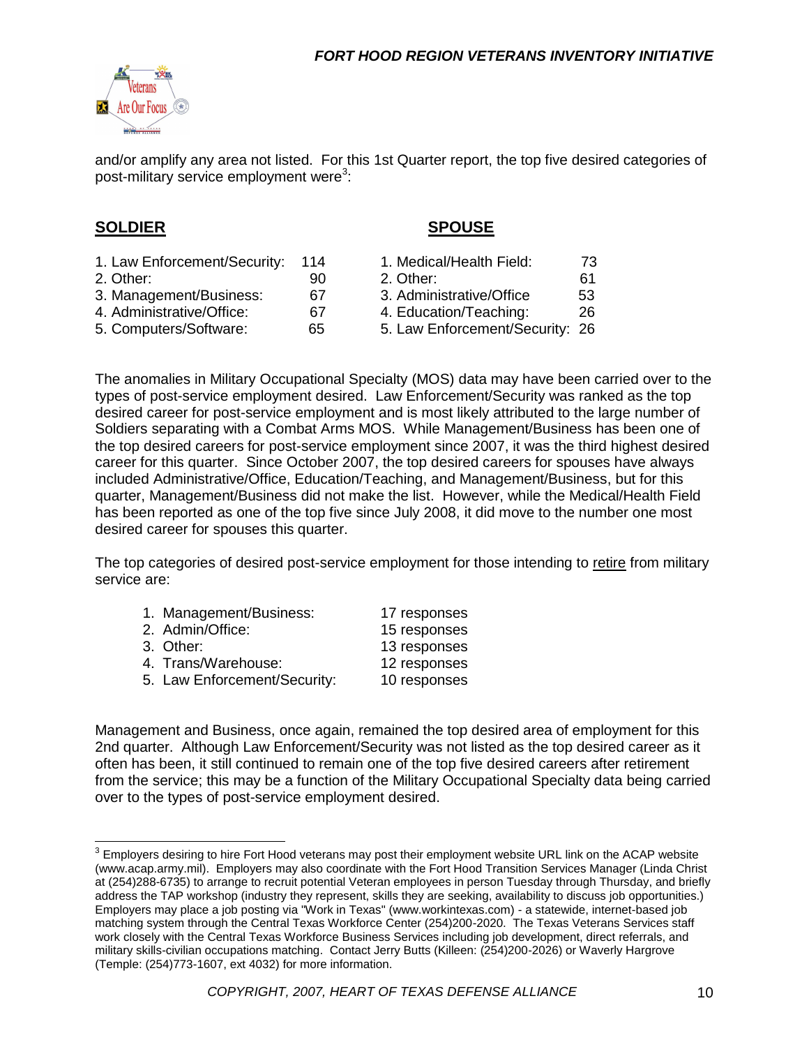and/or amplify any area not listed. For this 1st Quarter report, the top five desired categories of post-military service employment were[3]:

| SOLDIER | | SPOUSE | |
|---|---|---|---|
| 1. Law Enforcement/Security: | 114 | 1. Medical/Health Field: | 73 |
| 2. Other: | 90 | 2. Other: | 61 |
| 3. Management/Business: | 67 | 3. Administrative/Office | 53 |
| 4. Administrative/Office: | 67 | 4. Education/Teaching: | 26 |
| 5. Computers/Software: | 65 | 5. Law Enforcement/Security: | 26 |

The anomalies in Military Occupational Specialty (MOS) data may have been carried over to the types of post-service employment desired. Law Enforcement/Security was ranked as the top desired career for post-service employment and is most likely attributed to the large number of Soldiers separating with a Combat Arms MOS. While Management/Business has been one of the top desired careers for post-service employment since 2007, it was the third highest desired career for this quarter. Since October 2007, the top desired careers for spouses have always included Administrative/Office, Education/Teaching, and Management/Business, but for this quarter, Management/Business did not make the list. However, while the Medical/Health Field has been reported as one of the top five since July 2008, it did move to the number one most desired career for spouses this quarter.

The top categories of desired post-service employment for those intending to retire from military service are:

1. Management/Business: 17 responses
2. Admin/Office: 15 responses
3. Other: 13 responses
4. Trans/Warehouse: 12 responses
5. Law Enforcement/Security: 10 responses

Management and Business, once again, remained the top desired area of employment for this 2nd quarter. Although Law Enforcement/Security was not listed as the top desired career as it often has been, it still continued to remain one of the top five desired careers after retirement from the service; this may be a function of the Military Occupational Specialty data being carried over to the types of post-service employment desired.

---

[3] Employers desiring to hire Fort Hood veterans may post their employment website URL link on the ACAP website (www.acap.army.mil). Employers may also coordinate with the Fort Hood Transition Services Manager (Linda Christ at (254)288-6735) to arrange to recruit potential Veteran employees in person Tuesday through Thursday, and briefly address the TAP workshop (industry they represent, skills they are seeking, availability to discuss job opportunities.) Employers may place a job posting via "Work in Texas" (www.workintexas.com) - a statewide, internet-based job matching system through the Central Texas Workforce Center (254)200-2020. The Texas Veterans Services staff work closely with the Central Texas Workforce Business Services including job development, direct referrals, and military skills-civilian occupations matching. Contact Jerry Butts (Killeen: (254)200-2026) or Waverly Hargrove (Temple: (254)773-1607, ext 4032) for more information.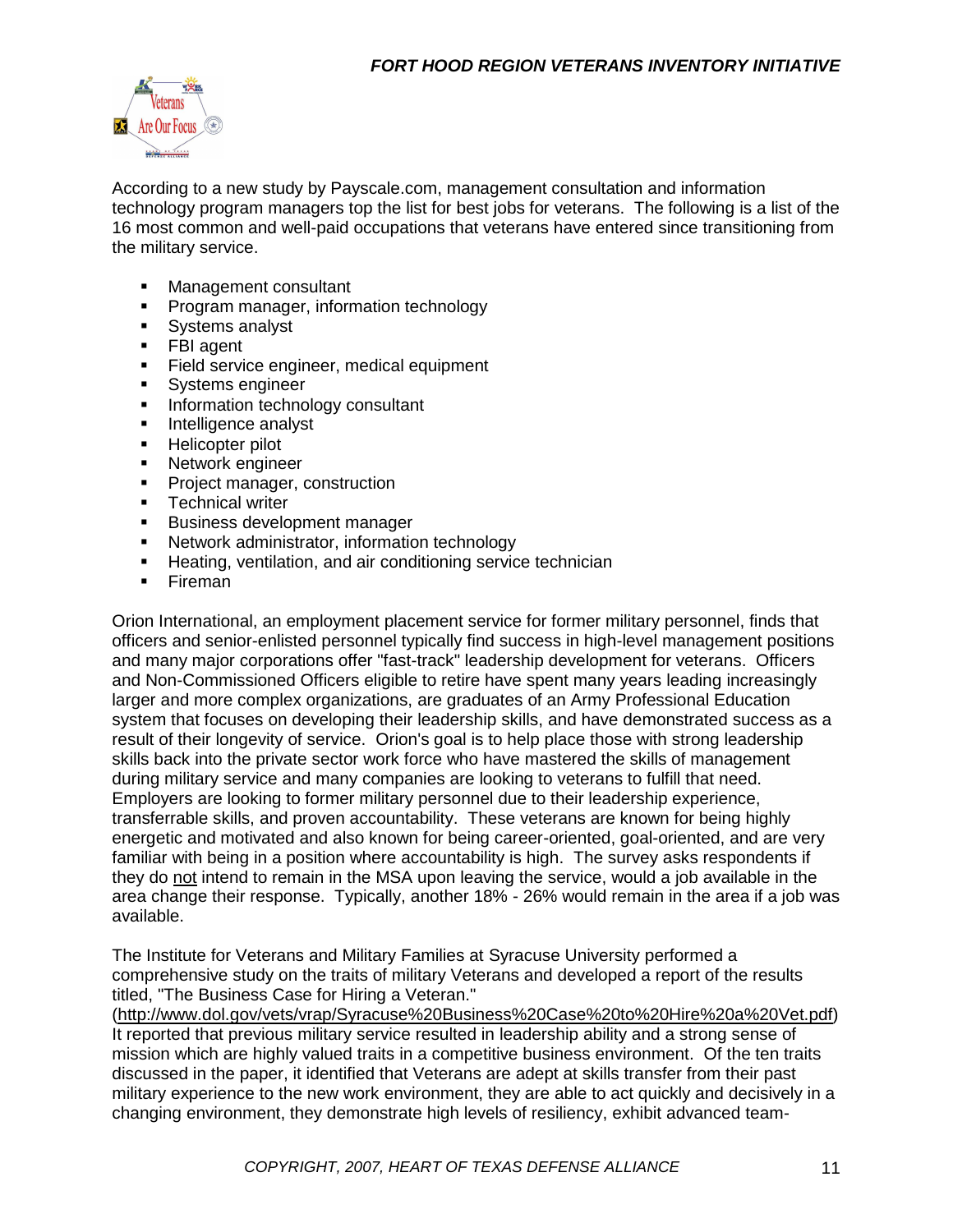According to a new study by Payscale.com, management consultation and information technology program managers top the list for best jobs for veterans. The following is a list of the 16 most common and well-paid occupations that veterans have entered since transitioning from the military service.

- Management consultant
- Program manager, information technology
- Systems analyst
- FBI agent
- Field service engineer, medical equipment
- Systems engineer
- Information technology consultant
- Intelligence analyst
- Helicopter pilot
- Network engineer
- Project manager, construction
- Technical writer
- Business development manager
- Network administrator, information technology
- Heating, ventilation, and air conditioning service technician
- Fireman

Orion International, an employment placement service for former military personnel, finds that officers and senior-enlisted personnel typically find success in high-level management positions and many major corporations offer "fast-track" leadership development for veterans. Officers and Non-Commissioned Officers eligible to retire have spent many years leading increasingly larger and more complex organizations, are graduates of an Army Professional Education system that focuses on developing their leadership skills, and have demonstrated success as a result of their longevity of service. Orion's goal is to help place those with strong leadership skills back into the private sector work force who have mastered the skills of management during military service and many companies are looking to veterans to fulfill that need. Employers are looking to former military personnel due to their leadership experience, transferrable skills, and proven accountability. These veterans are known for being highly energetic and motivated and also known for being career-oriented, goal-oriented, and are very familiar with being in a position where accountability is high. The survey asks respondents if they do <u>not</u> intend to remain in the MSA upon leaving the service, would a job available in the area change their response. Typically, another 18% - 26% would remain in the area if a job was available.

The Institute for Veterans and Military Families at Syracuse University performed a comprehensive study on the traits of military Veterans and developed a report of the results titled, "The Business Case for Hiring a Veteran." (http://www.dol.gov/vets/vrap/Syracuse%20Business%20Case%20to%20Hire%20a%20Vet.pdf) It reported that previous military service resulted in leadership ability and a strong sense of mission which are highly valued traits in a competitive business environment. Of the ten traits discussed in the paper, it identified that Veterans are adept at skills transfer from their past military experience to the new work environment, they are able to act quickly and decisively in a changing environment, they demonstrate high levels of resiliency, exhibit advanced team-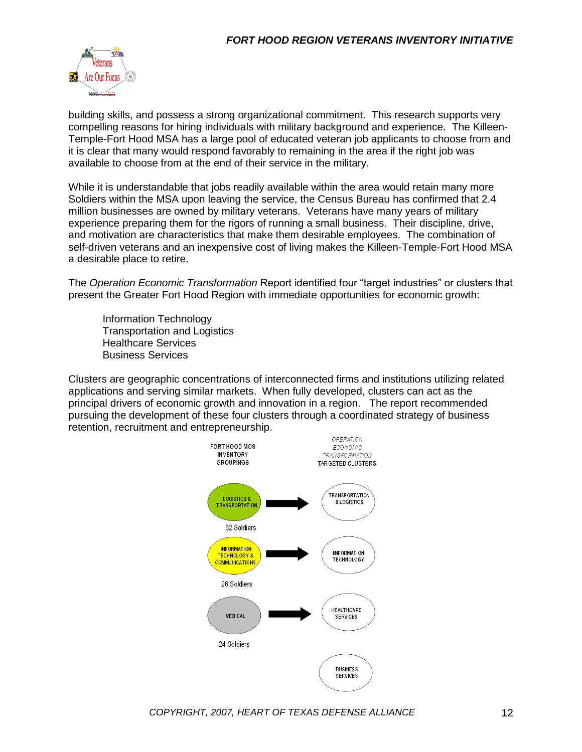building skills, and possess a strong organizational commitment. This research supports very compelling reasons for hiring individuals with military background and experience. The Killeen-Temple-Fort Hood MSA has a large pool of educated veteran job applicants to choose from and it is clear that many would respond favorably to remaining in the area if the right job was available to choose from at the end of their service in the military.

While it is understandable that jobs readily available within the area would retain many more Soldiers within the MSA upon leaving the service, the Census Bureau has confirmed that 2.4 million businesses are owned by military veterans. Veterans have many years of military experience preparing them for the rigors of running a small business. Their discipline, drive, and motivation are characteristics that make them desirable employees. The combination of self-driven veterans and an inexpensive cost of living makes the Killeen-Temple-Fort Hood MSA a desirable place to retire.

The *Operation Economic Transformation* Report identified four "target industries" or clusters that present the Greater Fort Hood Region with immediate opportunities for economic growth:

- Information Technology
- Transportation and Logistics
- Healthcare Services
- Business Services

Clusters are geographic concentrations of interconnected firms and institutions utilizing related applications and serving similar markets. When fully developed, clusters can act as the principal drivers of economic growth and innovation in a region. The report recommended pursuing the development of these four clusters through a coordinated strategy of business retention, recruitment and entrepreneurship.

| FORT HOOD MOS INVENTORY GROUPINGS | | *OPERATION ECONOMIC TRANSFORMATION* TARGETED CLUSTERS |
|---|---|---|
| LOGISTICS & TRANSPORTATION (62 Soldiers) | → | TRANSPORTATION & LOGISTICS |
| INFORMATION TECHNOLOGY & COMMUNICATIONS (26 Soldiers) | → | INFORMATION TECHNOLOGY |
| MEDICAL (24 Soldiers) | → | HEALTHCARE SERVICES |
| | | BUSINESS SERVICES |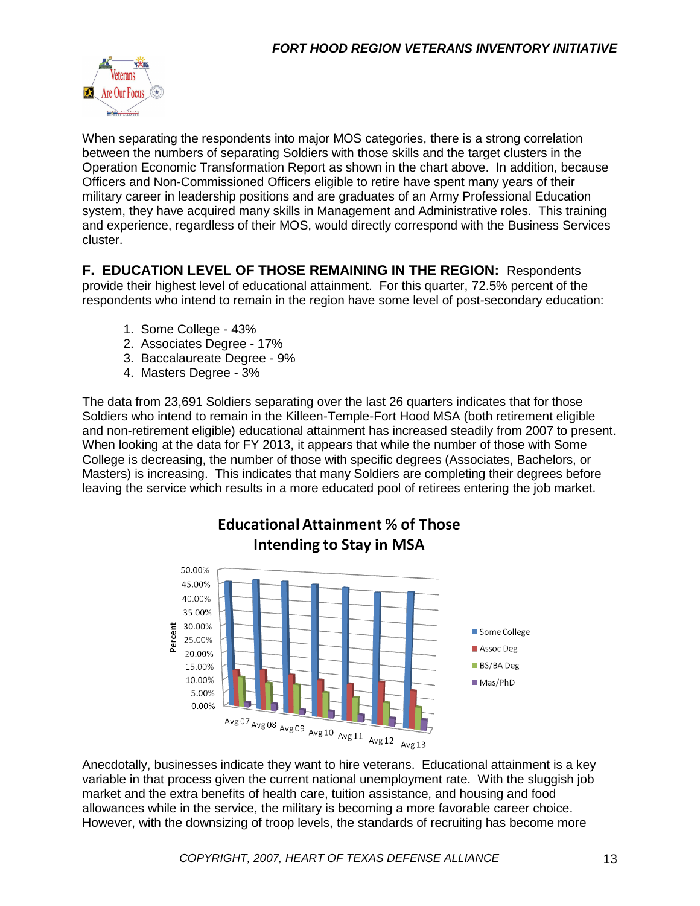When separating the respondents into major MOS categories, there is a strong correlation between the numbers of separating Soldiers with those skills and the target clusters in the Operation Economic Transformation Report as shown in the chart above. In addition, because Officers and Non-Commissioned Officers eligible to retire have spent many years of their military career in leadership positions and are graduates of an Army Professional Education system, they have acquired many skills in Management and Administrative roles. This training and experience, regardless of their MOS, would directly correspond with the Business Services cluster.

**F. EDUCATION LEVEL OF THOSE REMAINING IN THE REGION:** Respondents provide their highest level of educational attainment. For this quarter, 72.5% percent of the respondents who intend to remain in the region have some level of post-secondary education:

1. Some College - 43%
2. Associates Degree - 17%
3. Baccalaureate Degree - 9%
4. Masters Degree - 3%

The data from 23,691 Soldiers separating over the last 26 quarters indicates that for those Soldiers who intend to remain in the Killeen-Temple-Fort Hood MSA (both retirement eligible and non-retirement eligible) educational attainment has increased steadily from 2007 to present. When looking at the data for FY 2013, it appears that while the number of those with Some College is decreasing, the number of those with specific degrees (Associates, Bachelors, or Masters) is increasing. This indicates that many Soldiers are completing their degrees before leaving the service which results in a more educated pool of retirees entering the job market.

**Educational Attainment % of Those Intending to Stay in MSA**

Anecdotally, businesses indicate they want to hire veterans. Educational attainment is a key variable in that process given the current national unemployment rate. With the sluggish job market and the extra benefits of health care, tuition assistance, and housing and food allowances while in the service, the military is becoming a more favorable career choice. However, with the downsizing of troop levels, the standards of recruiting has become more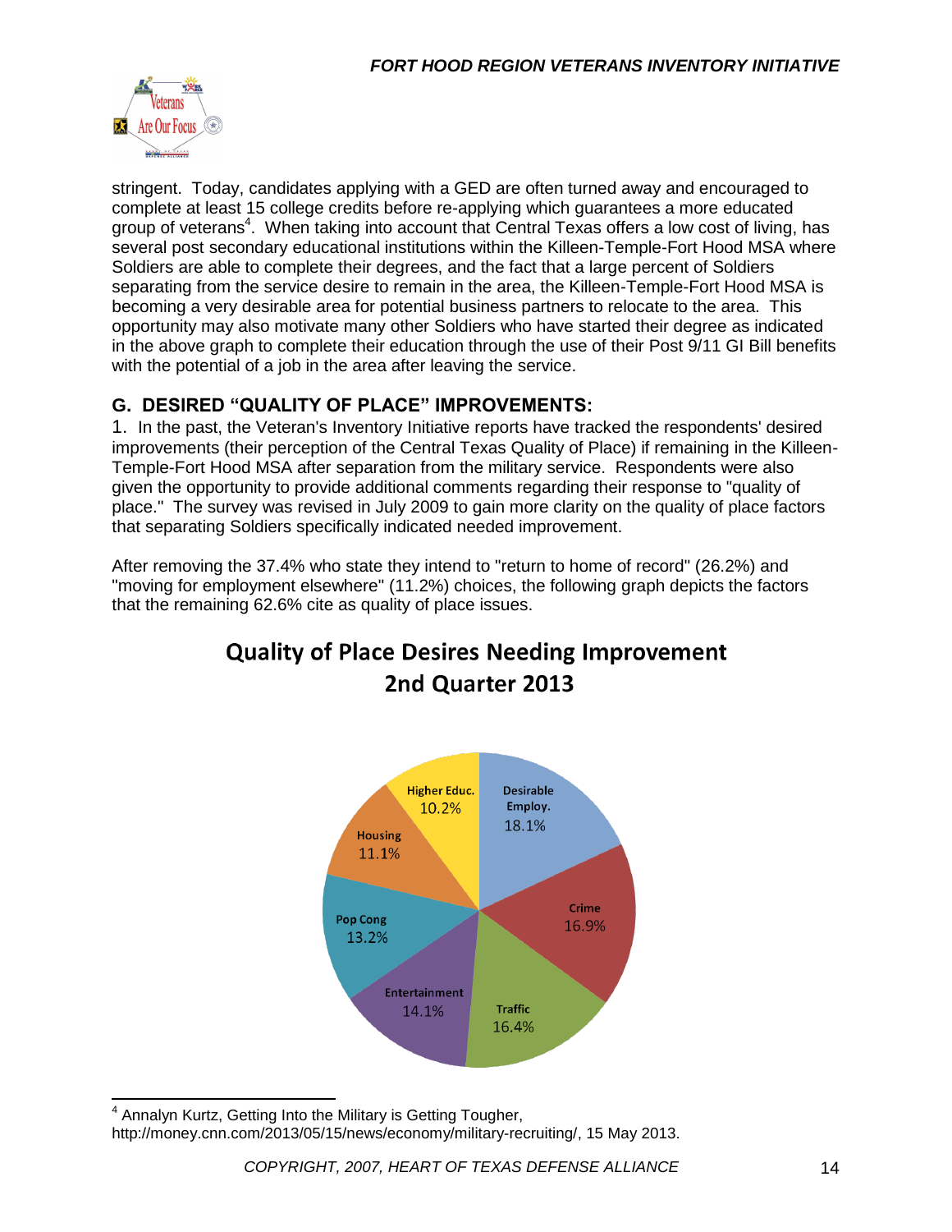stringent. Today, candidates applying with a GED are often turned away and encouraged to complete at least 15 college credits before re-applying which guarantees a more educated group of veterans[4]. When taking into account that Central Texas offers a low cost of living, has several post secondary educational institutions within the Killeen-Temple-Fort Hood MSA where Soldiers are able to complete their degrees, and the fact that a large percent of Soldiers separating from the service desire to remain in the area, the Killeen-Temple-Fort Hood MSA is becoming a very desirable area for potential business partners to relocate to the area. This opportunity may also motivate many other Soldiers who have started their degree as indicated in the above graph to complete their education through the use of their Post 9/11 GI Bill benefits with the potential of a job in the area after leaving the service.

## G. DESIRED "QUALITY OF PLACE" IMPROVEMENTS:

1. In the past, the Veteran's Inventory Initiative reports have tracked the respondents' desired improvements (their perception of the Central Texas Quality of Place) if remaining in the Killeen-Temple-Fort Hood MSA after separation from the military service. Respondents were also given the opportunity to provide additional comments regarding their response to "quality of place." The survey was revised in July 2009 to gain more clarity on the quality of place factors that separating Soldiers specifically indicated needed improvement.

After removing the 37.4% who state they intend to "return to home of record" (26.2%) and "moving for employment elsewhere" (11.2%) choices, the following graph depicts the factors that the remaining 62.6% cite as quality of place issues.

**Quality of Place Desires Needing Improvement 2nd Quarter 2013**

| Factor | Percent |
|---|---|
| Desirable Employ. | 18.1% |
| Crime | 16.9% |
| Traffic | 16.4% |
| Entertainment | 14.1% |
| Pop Cong | 13.2% |
| Housing | 11.1% |
| Higher Educ. | 10.2% |

[4] Annalyn Kurtz, Getting Into the Military is Getting Tougher, http://money.cnn.com/2013/05/15/news/economy/military-recruiting/, 15 May 2013.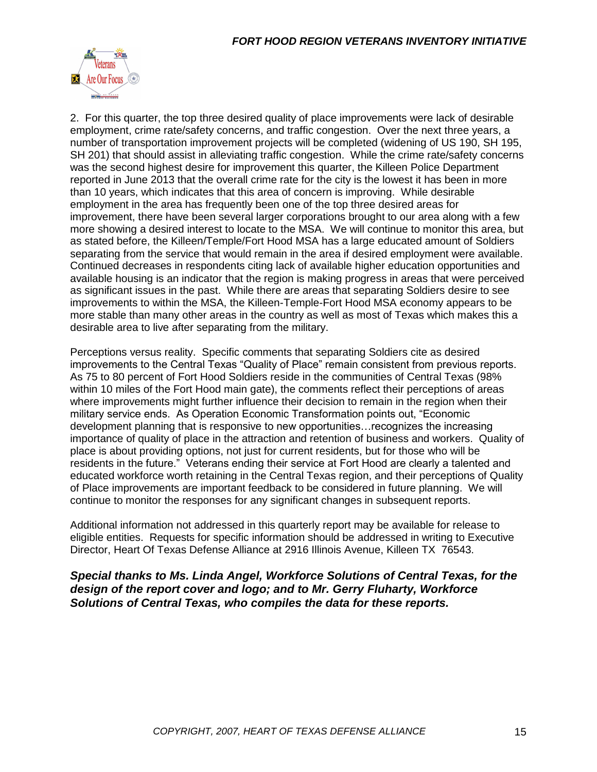2. For this quarter, the top three desired quality of place improvements were lack of desirable employment, crime rate/safety concerns, and traffic congestion. Over the next three years, a number of transportation improvement projects will be completed (widening of US 190, SH 195, SH 201) that should assist in alleviating traffic congestion. While the crime rate/safety concerns was the second highest desire for improvement this quarter, the Killeen Police Department reported in June 2013 that the overall crime rate for the city is the lowest it has been in more than 10 years, which indicates that this area of concern is improving. While desirable employment in the area has frequently been one of the top three desired areas for improvement, there have been several larger corporations brought to our area along with a few more showing a desired interest to locate to the MSA. We will continue to monitor this area, but as stated before, the Killeen/Temple/Fort Hood MSA has a large educated amount of Soldiers separating from the service that would remain in the area if desired employment were available. Continued decreases in respondents citing lack of available higher education opportunities and available housing is an indicator that the region is making progress in areas that were perceived as significant issues in the past. While there are areas that separating Soldiers desire to see improvements to within the MSA, the Killeen-Temple-Fort Hood MSA economy appears to be more stable than many other areas in the country as well as most of Texas which makes this a desirable area to live after separating from the military.

Perceptions versus reality. Specific comments that separating Soldiers cite as desired improvements to the Central Texas "Quality of Place" remain consistent from previous reports. As 75 to 80 percent of Fort Hood Soldiers reside in the communities of Central Texas (98% within 10 miles of the Fort Hood main gate), the comments reflect their perceptions of areas where improvements might further influence their decision to remain in the region when their military service ends. As Operation Economic Transformation points out, "Economic development planning that is responsive to new opportunities…recognizes the increasing importance of quality of place in the attraction and retention of business and workers. Quality of place is about providing options, not just for current residents, but for those who will be residents in the future." Veterans ending their service at Fort Hood are clearly a talented and educated workforce worth retaining in the Central Texas region, and their perceptions of Quality of Place improvements are important feedback to be considered in future planning. We will continue to monitor the responses for any significant changes in subsequent reports.

Additional information not addressed in this quarterly report may be available for release to eligible entities. Requests for specific information should be addressed in writing to Executive Director, Heart Of Texas Defense Alliance at 2916 Illinois Avenue, Killeen TX 76543.

***Special thanks to Ms. Linda Angel, Workforce Solutions of Central Texas, for the design of the report cover and logo; and to Mr. Gerry Fluharty, Workforce Solutions of Central Texas, who compiles the data for these reports.***